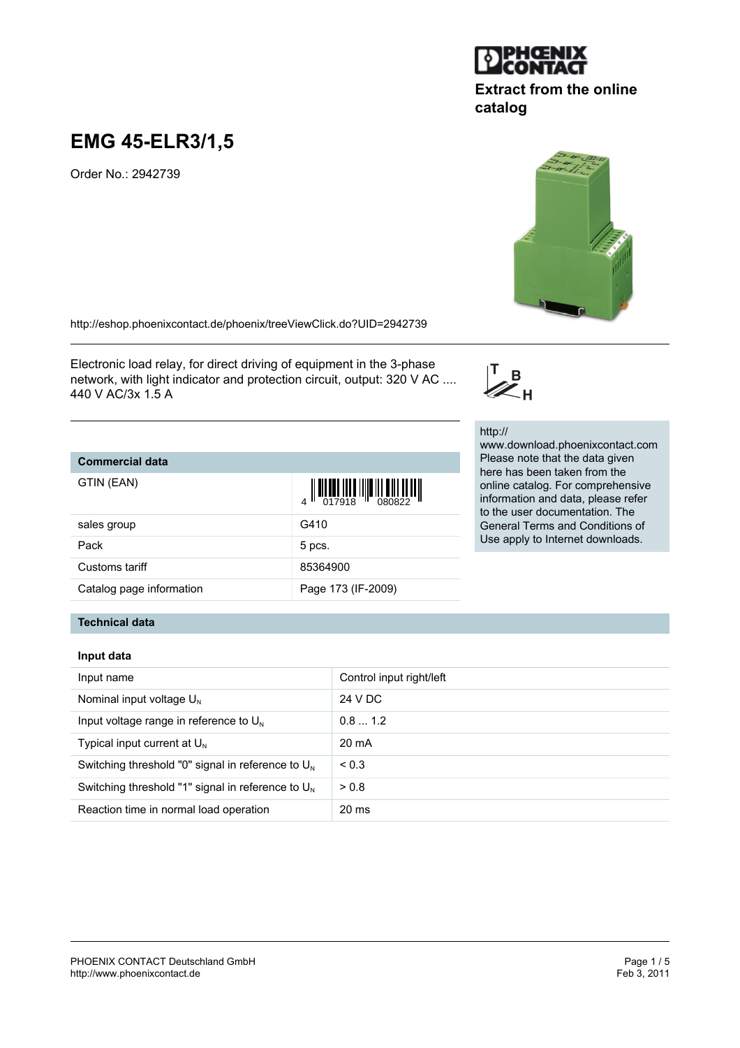Extract from the online catalog

# EMG 45-ELR3/1,5

Order No.: 2942739

http://eshop.phoenixcontact.de/phoenix/treeViewClick.do?UID=2942739

Electronic load relay, for direct driving of equipment in the 3-phase network, with light indicator and protection circuit, output: 320 V AC .... 440 V AC/3x 1.5 A

http://
www.download.phoenixcontact.com
Please note that the data given here has been taken from the online catalog. For comprehensive information and data, please refer to the user documentation. The General Terms and Conditions of Use apply to Internet downloads.

## Commercial data

| Commercial data | |
|---|---|
| GTIN (EAN) | 4 017918 080822 |
| sales group | G410 |
| Pack | 5 pcs. |
| Customs tariff | 85364900 |
| Catalog page information | Page 173 (IF-2009) |

## Technical data

### Input data

| Input data | |
|---|---|
| Input name | Control input right/left |
| Nominal input voltage $U_N$ | 24 V DC |
| Input voltage range in reference to $U_N$ | 0.8 ... 1.2 |
| Typical input current at $U_N$ | 20 mA |
| Switching threshold "0" signal in reference to $U_N$ | < 0.3 |
| Switching threshold "1" signal in reference to $U_N$ | > 0.8 |
| Reaction time in normal load operation | 20 ms |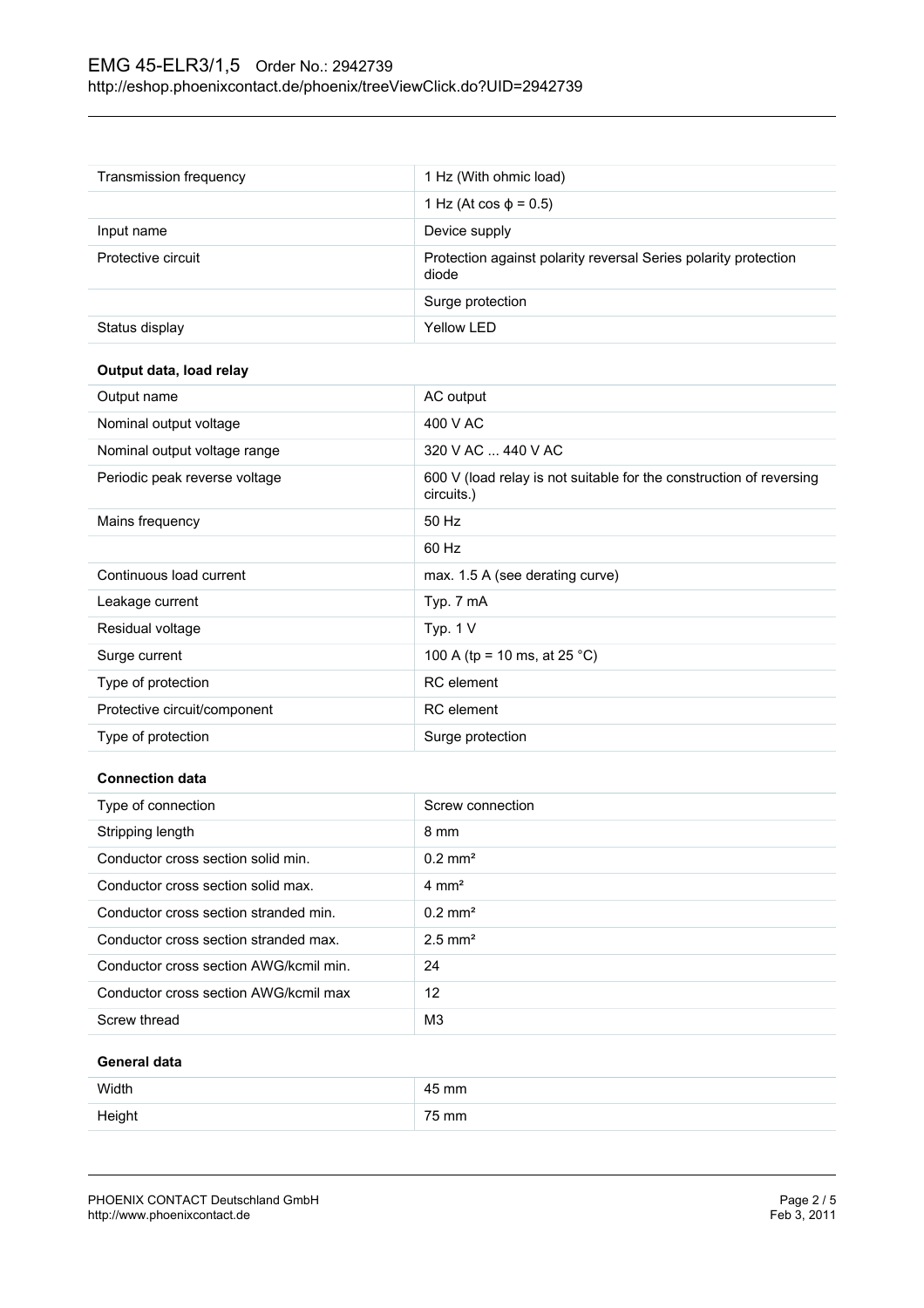| | |
|---|---|
| Transmission frequency | 1 Hz (With ohmic load) |
| | 1 Hz (At cos ϕ = 0.5) |
| Input name | Device supply |
| Protective circuit | Protection against polarity reversal Series polarity protection diode |
| | Surge protection |
| Status display | Yellow LED |

### Output data, load relay

| | |
|---|---|
| Output name | AC output |
| Nominal output voltage | 400 V AC |
| Nominal output voltage range | 320 V AC ... 440 V AC |
| Periodic peak reverse voltage | 600 V (load relay is not suitable for the construction of reversing circuits.) |
| Mains frequency | 50 Hz |
| | 60 Hz |
| Continuous load current | max. 1.5 A (see derating curve) |
| Leakage current | Typ. 7 mA |
| Residual voltage | Typ. 1 V |
| Surge current | 100 A (tp = 10 ms, at 25 °C) |
| Type of protection | RC element |
| Protective circuit/component | RC element |
| Type of protection | Surge protection |

### Connection data

| | |
|---|---|
| Type of connection | Screw connection |
| Stripping length | 8 mm |
| Conductor cross section solid min. | 0.2 mm² |
| Conductor cross section solid max. | 4 mm² |
| Conductor cross section stranded min. | 0.2 mm² |
| Conductor cross section stranded max. | 2.5 mm² |
| Conductor cross section AWG/kcmil min. | 24 |
| Conductor cross section AWG/kcmil max | 12 |
| Screw thread | M3 |

### General data

| | |
|---|---|
| Width | 45 mm |
| Height | 75 mm |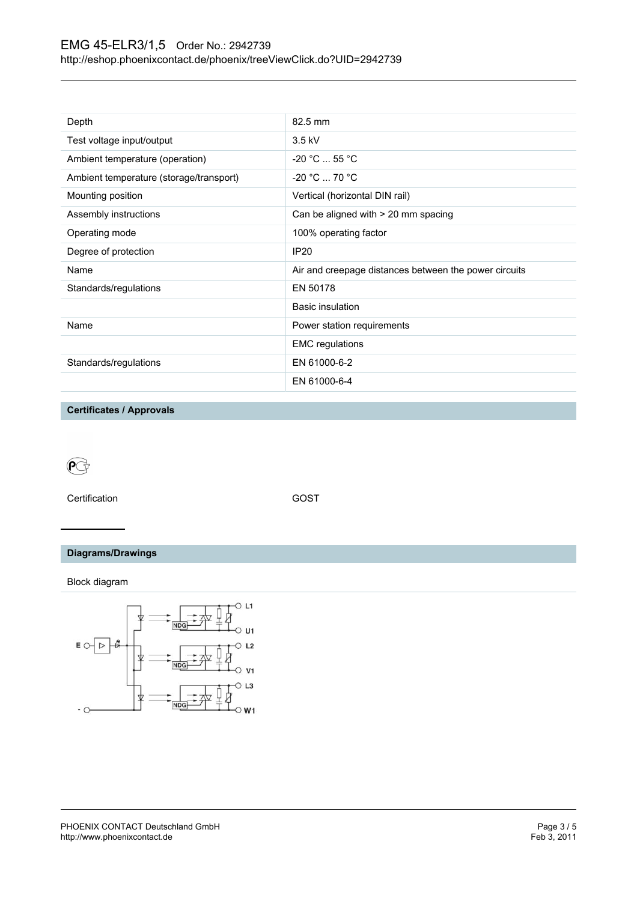| Depth | 82.5 mm |
| --- | --- |
| Test voltage input/output | 3.5 kV |
| Ambient temperature (operation) | -20 °C ... 55 °C |
| Ambient temperature (storage/transport) | -20 °C ... 70 °C |
| Mounting position | Vertical (horizontal DIN rail) |
| Assembly instructions | Can be aligned with > 20 mm spacing |
| Operating mode | 100% operating factor |
| Degree of protection | IP20 |
| Name | Air and creepage distances between the power circuits |
| Standards/regulations | EN 50178 |
| | Basic insulation |
| Name | Power station requirements |
| | EMC regulations |
| Standards/regulations | EN 61000-6-2 |
| | EN 61000-6-4 |

## Certificates / Approvals

Certification GOST

## Diagrams/Drawings

Block diagram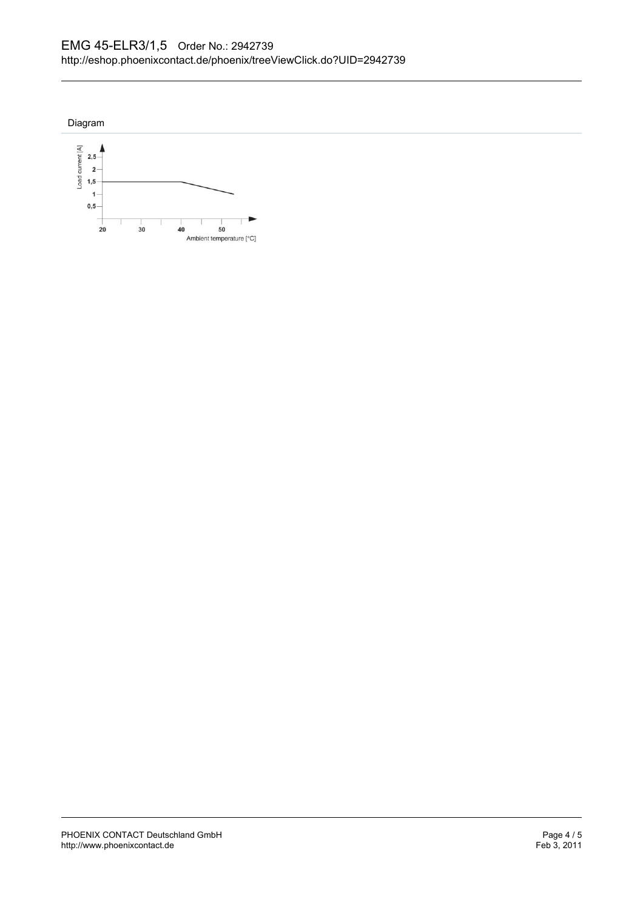Diagram

Load current [A]

2,5

2

1,5

1

0,5

20 30 40 50

Ambient temperature [°C]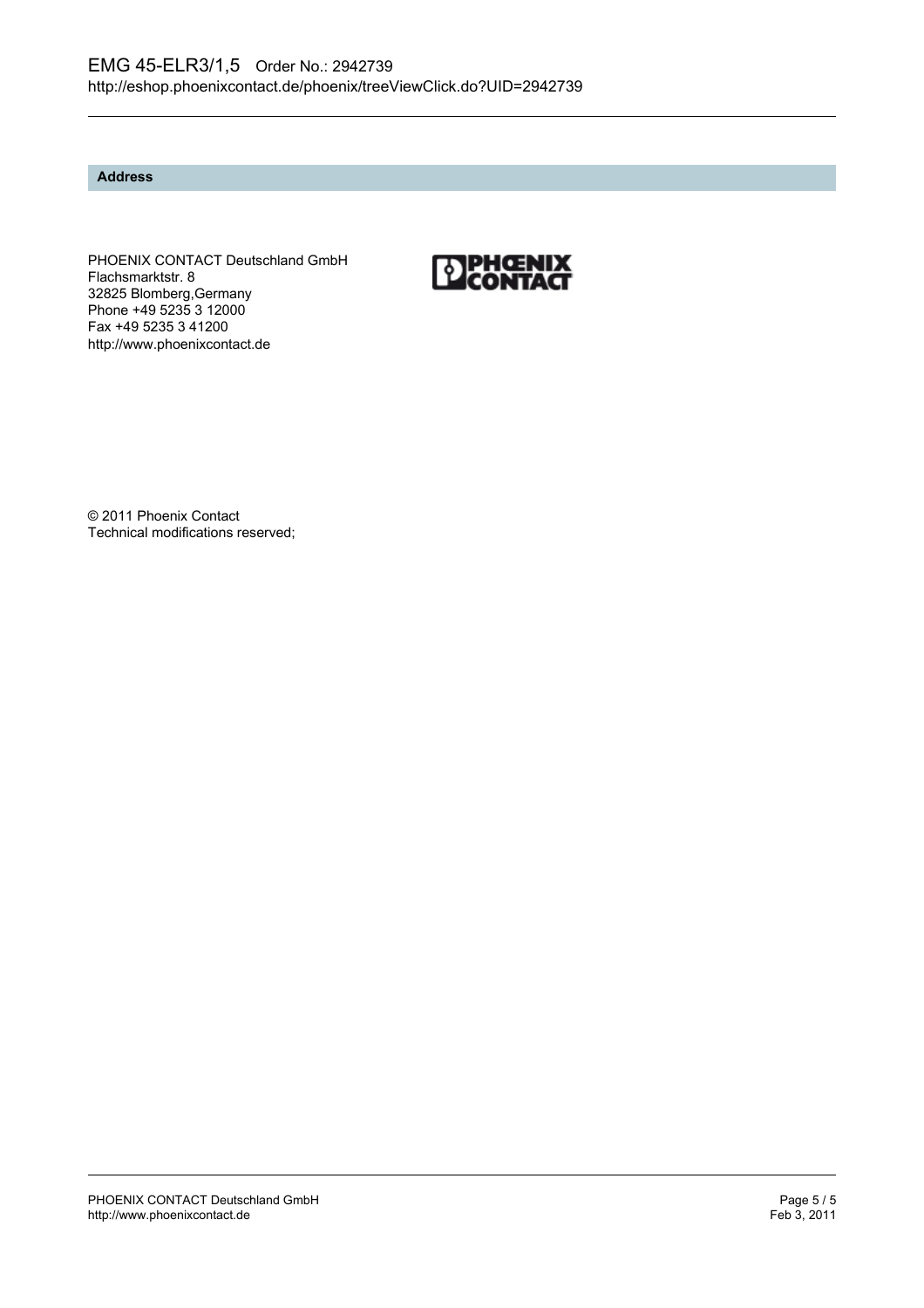## Address

PHOENIX CONTACT Deutschland GmbH
Flachsmarktstr. 8
32825 Blomberg,Germany
Phone +49 5235 3 12000
Fax +49 5235 3 41200
http://www.phoenixcontact.de

© 2011 Phoenix Contact
Technical modifications reserved;